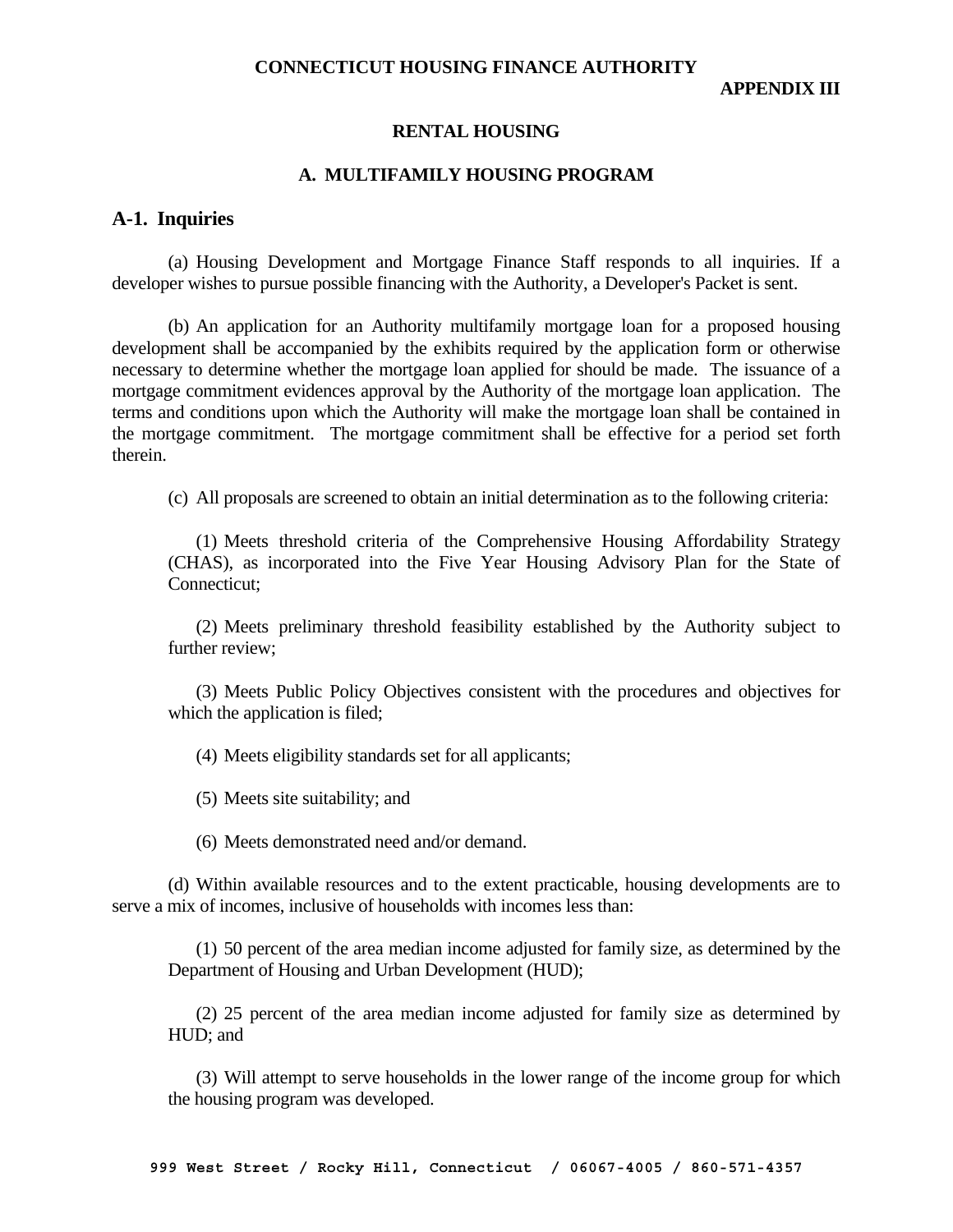# CONNECTICUT HOUSING FINANCE AUTHORITY

**APPENDIX III**

## RENTAL HOUSING

## A. MULTIFAMILY HOUSING PROGRAM

### A-1. Inquiries

(a) Housing Development and Mortgage Finance Staff responds to all inquiries. If a developer wishes to pursue possible financing with the Authority, a Developer's Packet is sent.

(b) An application for an Authority multifamily mortgage loan for a proposed housing development shall be accompanied by the exhibits required by the application form or otherwise necessary to determine whether the mortgage loan applied for should be made. The issuance of a mortgage commitment evidences approval by the Authority of the mortgage loan application. The terms and conditions upon which the Authority will make the mortgage loan shall be contained in the mortgage commitment. The mortgage commitment shall be effective for a period set forth therein.

(c) All proposals are screened to obtain an initial determination as to the following criteria:

(1) Meets threshold criteria of the Comprehensive Housing Affordability Strategy (CHAS), as incorporated into the Five Year Housing Advisory Plan for the State of Connecticut;

(2) Meets preliminary threshold feasibility established by the Authority subject to further review;

(3) Meets Public Policy Objectives consistent with the procedures and objectives for which the application is filed;

(4) Meets eligibility standards set for all applicants;

(5) Meets site suitability; and

(6) Meets demonstrated need and/or demand.

(d) Within available resources and to the extent practicable, housing developments are to serve a mix of incomes, inclusive of households with incomes less than:

(1) 50 percent of the area median income adjusted for family size, as determined by the Department of Housing and Urban Development (HUD);

(2) 25 percent of the area median income adjusted for family size as determined by HUD; and

(3) Will attempt to serve households in the lower range of the income group for which the housing program was developed.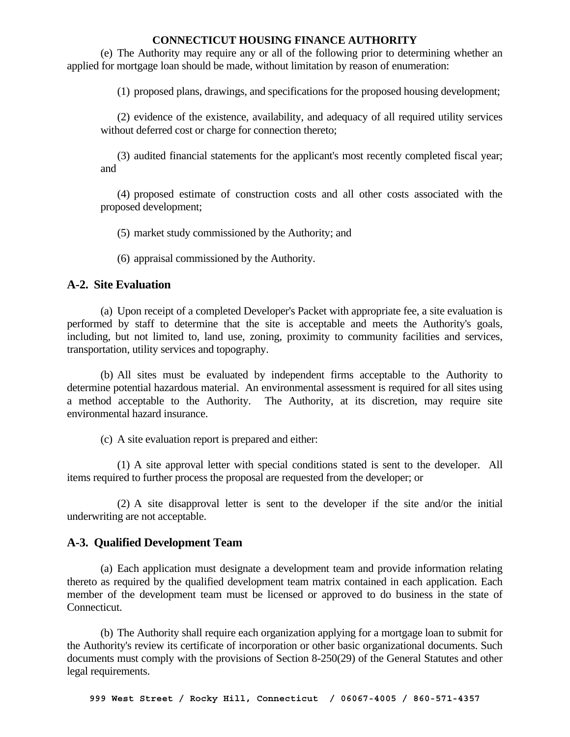(e) The Authority may require any or all of the following prior to determining whether an applied for mortgage loan should be made, without limitation by reason of enumeration:

(1) proposed plans, drawings, and specifications for the proposed housing development;

(2) evidence of the existence, availability, and adequacy of all required utility services without deferred cost or charge for connection thereto;

(3) audited financial statements for the applicant's most recently completed fiscal year; and

(4) proposed estimate of construction costs and all other costs associated with the proposed development;

(5) market study commissioned by the Authority; and

(6) appraisal commissioned by the Authority.

## A-2. Site Evaluation

(a) Upon receipt of a completed Developer's Packet with appropriate fee, a site evaluation is performed by staff to determine that the site is acceptable and meets the Authority's goals, including, but not limited to, land use, zoning, proximity to community facilities and services, transportation, utility services and topography.

(b) All sites must be evaluated by independent firms acceptable to the Authority to determine potential hazardous material. An environmental assessment is required for all sites using a method acceptable to the Authority. The Authority, at its discretion, may require site environmental hazard insurance.

(c) A site evaluation report is prepared and either:

(1) A site approval letter with special conditions stated is sent to the developer. All items required to further process the proposal are requested from the developer; or

(2) A site disapproval letter is sent to the developer if the site and/or the initial underwriting are not acceptable.

## A-3. Qualified Development Team

(a) Each application must designate a development team and provide information relating thereto as required by the qualified development team matrix contained in each application. Each member of the development team must be licensed or approved to do business in the state of Connecticut.

(b) The Authority shall require each organization applying for a mortgage loan to submit for the Authority's review its certificate of incorporation or other basic organizational documents. Such documents must comply with the provisions of Section 8-250(29) of the General Statutes and other legal requirements.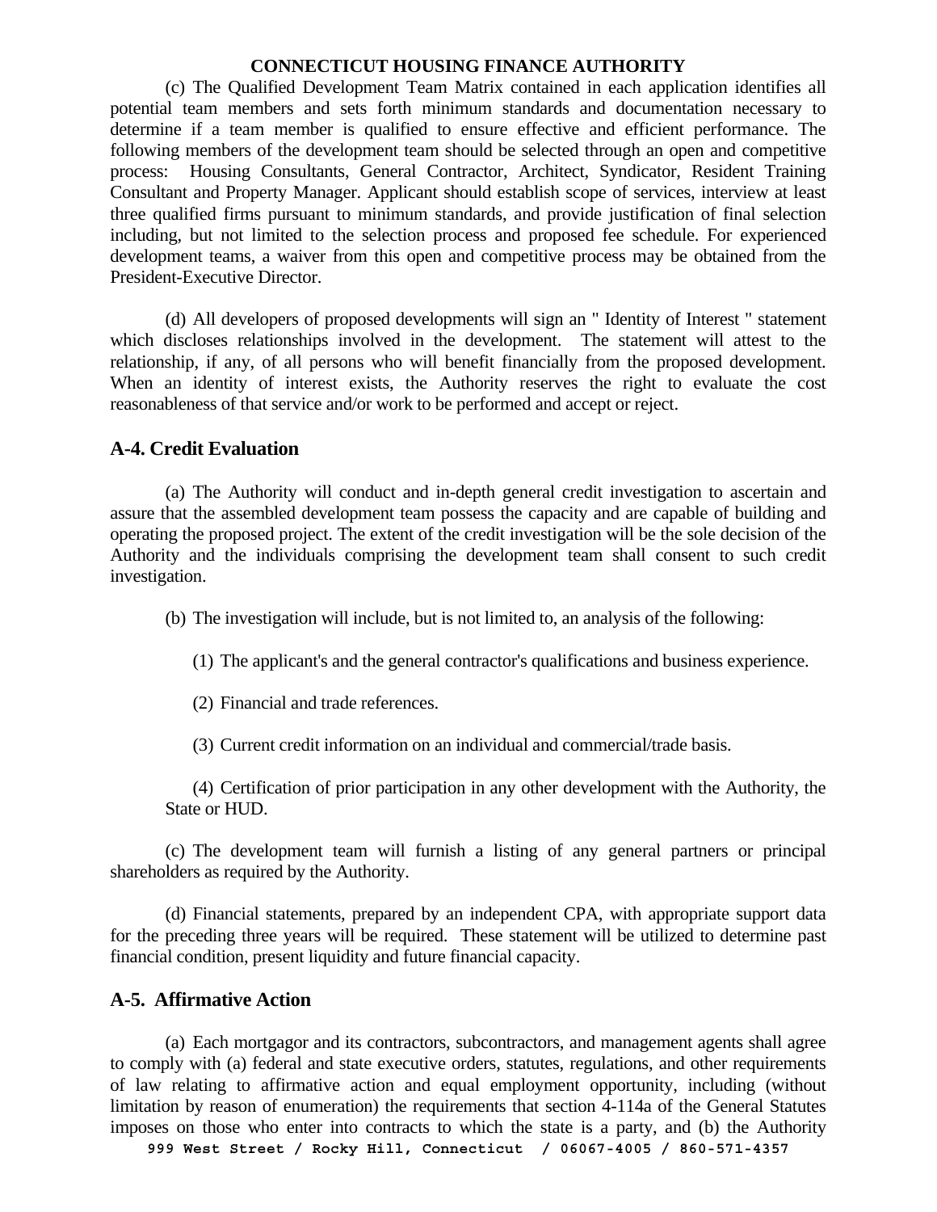(c) The Qualified Development Team Matrix contained in each application identifies all potential team members and sets forth minimum standards and documentation necessary to determine if a team member is qualified to ensure effective and efficient performance. The following members of the development team should be selected through an open and competitive process: Housing Consultants, General Contractor, Architect, Syndicator, Resident Training Consultant and Property Manager. Applicant should establish scope of services, interview at least three qualified firms pursuant to minimum standards, and provide justification of final selection including, but not limited to the selection process and proposed fee schedule. For experienced development teams, a waiver from this open and competitive process may be obtained from the President-Executive Director.

(d) All developers of proposed developments will sign an " Identity of Interest " statement which discloses relationships involved in the development. The statement will attest to the relationship, if any, of all persons who will benefit financially from the proposed development. When an identity of interest exists, the Authority reserves the right to evaluate the cost reasonableness of that service and/or work to be performed and accept or reject.

## A-4. Credit Evaluation

(a) The Authority will conduct and in-depth general credit investigation to ascertain and assure that the assembled development team possess the capacity and are capable of building and operating the proposed project. The extent of the credit investigation will be the sole decision of the Authority and the individuals comprising the development team shall consent to such credit investigation.

(b) The investigation will include, but is not limited to, an analysis of the following:

(1) The applicant's and the general contractor's qualifications and business experience.

(2) Financial and trade references.

(3) Current credit information on an individual and commercial/trade basis.

(4) Certification of prior participation in any other development with the Authority, the State or HUD.

(c) The development team will furnish a listing of any general partners or principal shareholders as required by the Authority.

(d) Financial statements, prepared by an independent CPA, with appropriate support data for the preceding three years will be required. These statement will be utilized to determine past financial condition, present liquidity and future financial capacity.

## A-5. Affirmative Action

(a) Each mortgagor and its contractors, subcontractors, and management agents shall agree to comply with (a) federal and state executive orders, statutes, regulations, and other requirements of law relating to affirmative action and equal employment opportunity, including (without limitation by reason of enumeration) the requirements that section 4-114a of the General Statutes imposes on those who enter into contracts to which the state is a party, and (b) the Authority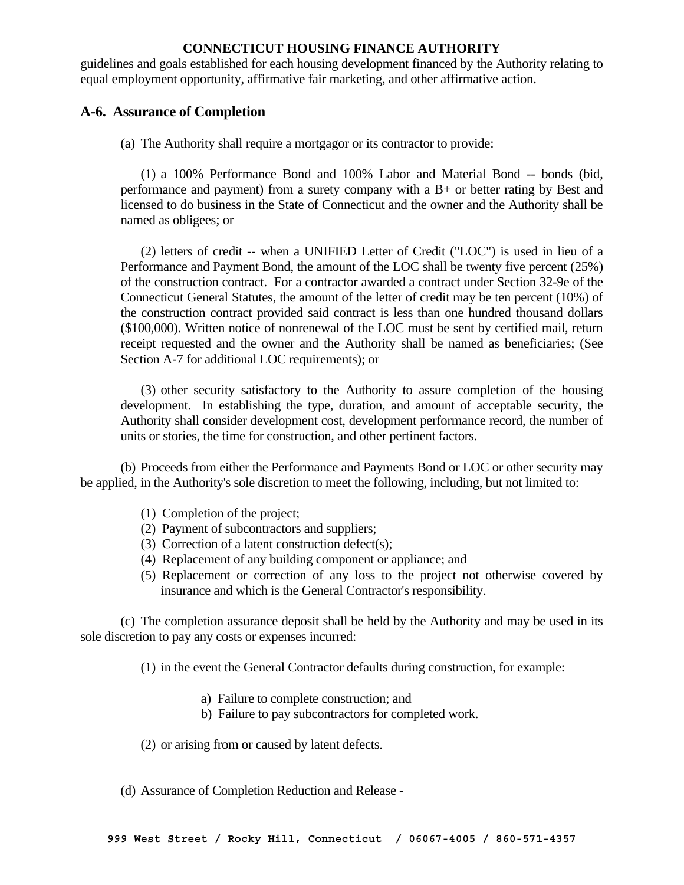guidelines and goals established for each housing development financed by the Authority relating to equal employment opportunity, affirmative fair marketing, and other affirmative action.

## A-6. Assurance of Completion

(a) The Authority shall require a mortgagor or its contractor to provide:

(1) a 100% Performance Bond and 100% Labor and Material Bond -- bonds (bid, performance and payment) from a surety company with a B+ or better rating by Best and licensed to do business in the State of Connecticut and the owner and the Authority shall be named as obligees; or

(2) letters of credit -- when a UNIFIED Letter of Credit ("LOC") is used in lieu of a Performance and Payment Bond, the amount of the LOC shall be twenty five percent (25%) of the construction contract. For a contractor awarded a contract under Section 32-9e of the Connecticut General Statutes, the amount of the letter of credit may be ten percent (10%) of the construction contract provided said contract is less than one hundred thousand dollars ($100,000). Written notice of nonrenewal of the LOC must be sent by certified mail, return receipt requested and the owner and the Authority shall be named as beneficiaries; (See Section A-7 for additional LOC requirements); or

(3) other security satisfactory to the Authority to assure completion of the housing development. In establishing the type, duration, and amount of acceptable security, the Authority shall consider development cost, development performance record, the number of units or stories, the time for construction, and other pertinent factors.

(b) Proceeds from either the Performance and Payments Bond or LOC or other security may be applied, in the Authority's sole discretion to meet the following, including, but not limited to:

(1) Completion of the project;
(2) Payment of subcontractors and suppliers;
(3) Correction of a latent construction defect(s);
(4) Replacement of any building component or appliance; and
(5) Replacement or correction of any loss to the project not otherwise covered by insurance and which is the General Contractor's responsibility.

(c) The completion assurance deposit shall be held by the Authority and may be used in its sole discretion to pay any costs or expenses incurred:

(1) in the event the General Contractor defaults during construction, for example:

a) Failure to complete construction; and
b) Failure to pay subcontractors for completed work.

(2) or arising from or caused by latent defects.

(d) Assurance of Completion Reduction and Release -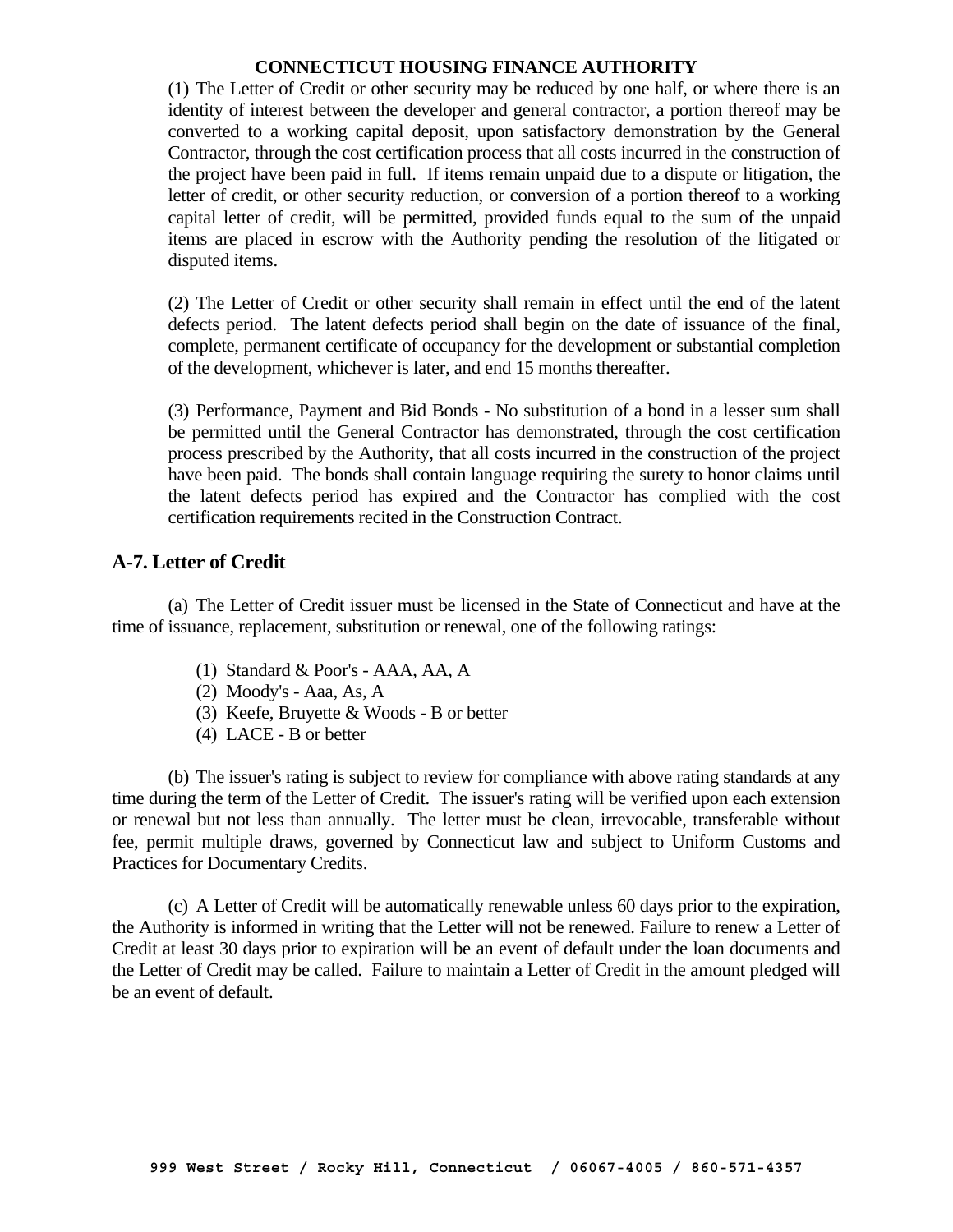(1) The Letter of Credit or other security may be reduced by one half, or where there is an identity of interest between the developer and general contractor, a portion thereof may be converted to a working capital deposit, upon satisfactory demonstration by the General Contractor, through the cost certification process that all costs incurred in the construction of the project have been paid in full. If items remain unpaid due to a dispute or litigation, the letter of credit, or other security reduction, or conversion of a portion thereof to a working capital letter of credit, will be permitted, provided funds equal to the sum of the unpaid items are placed in escrow with the Authority pending the resolution of the litigated or disputed items.

(2) The Letter of Credit or other security shall remain in effect until the end of the latent defects period. The latent defects period shall begin on the date of issuance of the final, complete, permanent certificate of occupancy for the development or substantial completion of the development, whichever is later, and end 15 months thereafter.

(3) Performance, Payment and Bid Bonds - No substitution of a bond in a lesser sum shall be permitted until the General Contractor has demonstrated, through the cost certification process prescribed by the Authority, that all costs incurred in the construction of the project have been paid. The bonds shall contain language requiring the surety to honor claims until the latent defects period has expired and the Contractor has complied with the cost certification requirements recited in the Construction Contract.

## A-7. Letter of Credit

(a) The Letter of Credit issuer must be licensed in the State of Connecticut and have at the time of issuance, replacement, substitution or renewal, one of the following ratings:

(1) Standard & Poor's - AAA, AA, A
(2) Moody's - Aaa, As, A
(3) Keefe, Bruyette & Woods - B or better
(4) LACE - B or better

(b) The issuer's rating is subject to review for compliance with above rating standards at any time during the term of the Letter of Credit. The issuer's rating will be verified upon each extension or renewal but not less than annually. The letter must be clean, irrevocable, transferable without fee, permit multiple draws, governed by Connecticut law and subject to Uniform Customs and Practices for Documentary Credits.

(c) A Letter of Credit will be automatically renewable unless 60 days prior to the expiration, the Authority is informed in writing that the Letter will not be renewed. Failure to renew a Letter of Credit at least 30 days prior to expiration will be an event of default under the loan documents and the Letter of Credit may be called. Failure to maintain a Letter of Credit in the amount pledged will be an event of default.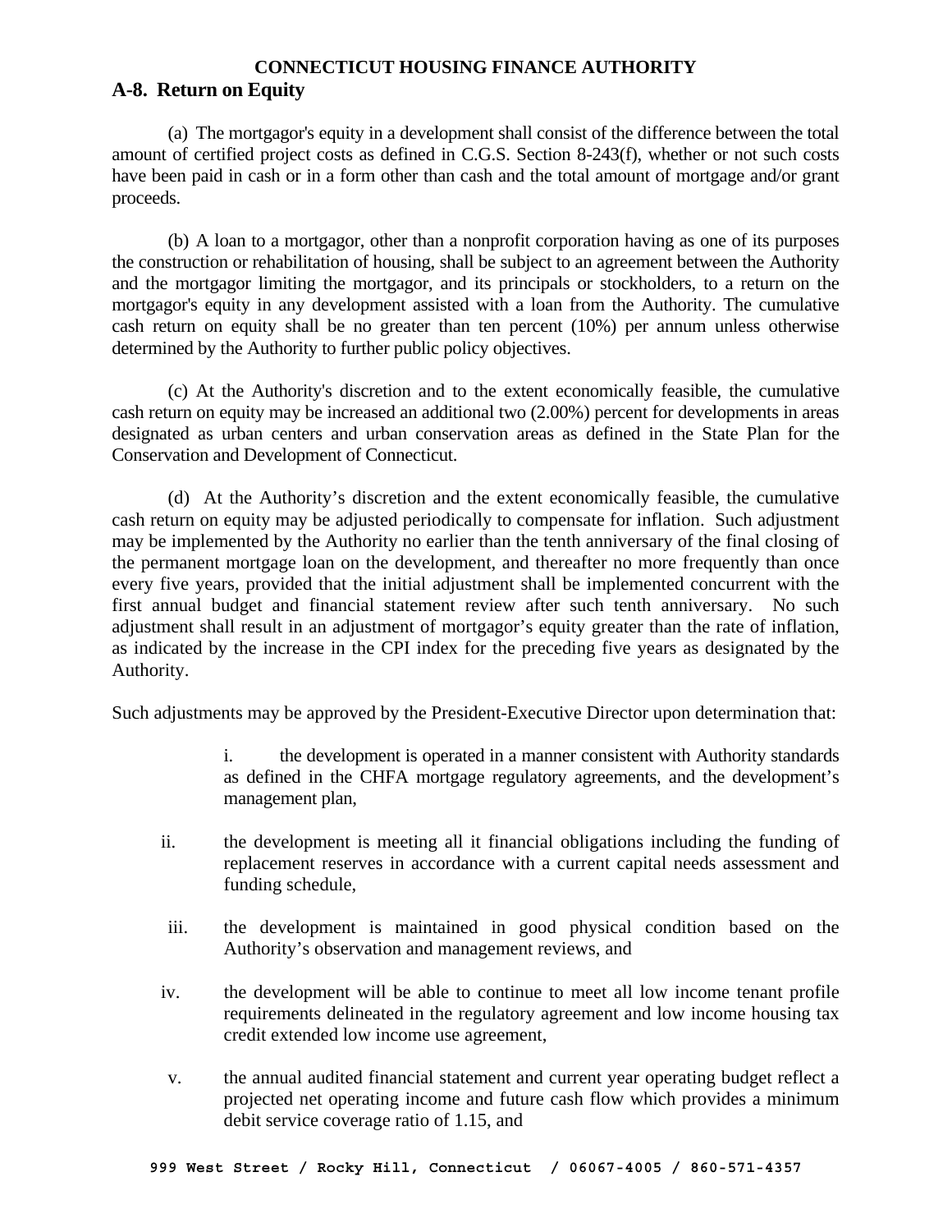**CONNECTICUT HOUSING FINANCE AUTHORITY**

## A-8. Return on Equity

(a) The mortgagor's equity in a development shall consist of the difference between the total amount of certified project costs as defined in C.G.S. Section 8-243(f), whether or not such costs have been paid in cash or in a form other than cash and the total amount of mortgage and/or grant proceeds.

(b) A loan to a mortgagor, other than a nonprofit corporation having as one of its purposes the construction or rehabilitation of housing, shall be subject to an agreement between the Authority and the mortgagor limiting the mortgagor, and its principals or stockholders, to a return on the mortgagor's equity in any development assisted with a loan from the Authority. The cumulative cash return on equity shall be no greater than ten percent (10%) per annum unless otherwise determined by the Authority to further public policy objectives.

(c) At the Authority's discretion and to the extent economically feasible, the cumulative cash return on equity may be increased an additional two (2.00%) percent for developments in areas designated as urban centers and urban conservation areas as defined in the State Plan for the Conservation and Development of Connecticut.

(d) At the Authority's discretion and the extent economically feasible, the cumulative cash return on equity may be adjusted periodically to compensate for inflation. Such adjustment may be implemented by the Authority no earlier than the tenth anniversary of the final closing of the permanent mortgage loan on the development, and thereafter no more frequently than once every five years, provided that the initial adjustment shall be implemented concurrent with the first annual budget and financial statement review after such tenth anniversary. No such adjustment shall result in an adjustment of mortgagor's equity greater than the rate of inflation, as indicated by the increase in the CPI index for the preceding five years as designated by the Authority.

Such adjustments may be approved by the President-Executive Director upon determination that:

i. the development is operated in a manner consistent with Authority standards as defined in the CHFA mortgage regulatory agreements, and the development's management plan,

ii. the development is meeting all it financial obligations including the funding of replacement reserves in accordance with a current capital needs assessment and funding schedule,

iii. the development is maintained in good physical condition based on the Authority's observation and management reviews, and

iv. the development will be able to continue to meet all low income tenant profile requirements delineated in the regulatory agreement and low income housing tax credit extended low income use agreement,

v. the annual audited financial statement and current year operating budget reflect a projected net operating income and future cash flow which provides a minimum debit service coverage ratio of 1.15, and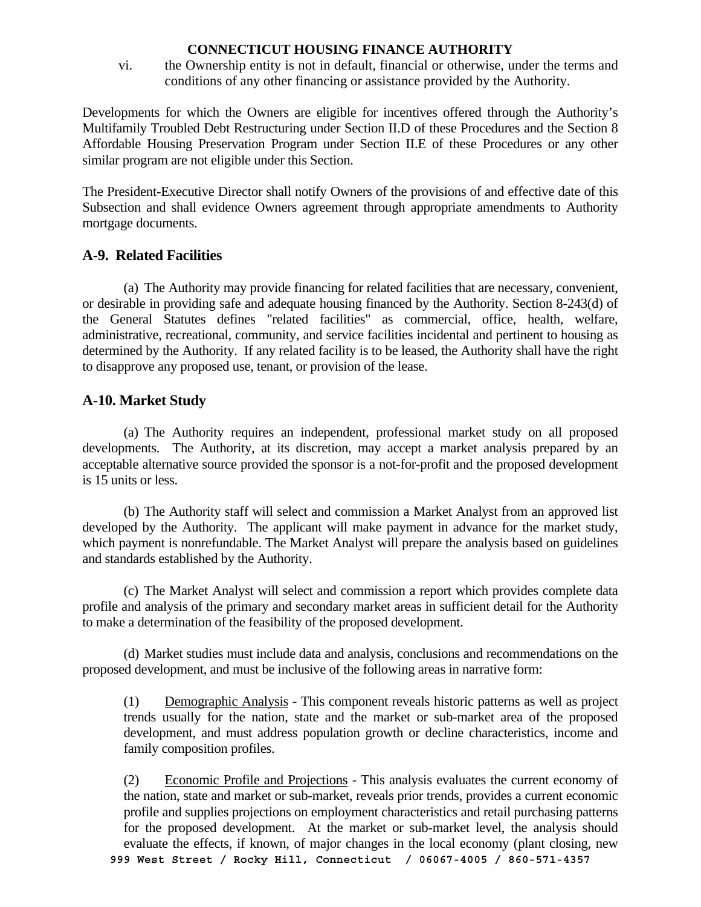vi. the Ownership entity is not in default, financial or otherwise, under the terms and conditions of any other financing or assistance provided by the Authority.

Developments for which the Owners are eligible for incentives offered through the Authority's Multifamily Troubled Debt Restructuring under Section II.D of these Procedures and the Section 8 Affordable Housing Preservation Program under Section II.E of these Procedures or any other similar program are not eligible under this Section.

The President-Executive Director shall notify Owners of the provisions of and effective date of this Subsection and shall evidence Owners agreement through appropriate amendments to Authority mortgage documents.

## A-9. Related Facilities

(a) The Authority may provide financing for related facilities that are necessary, convenient, or desirable in providing safe and adequate housing financed by the Authority. Section 8-243(d) of the General Statutes defines "related facilities" as commercial, office, health, welfare, administrative, recreational, community, and service facilities incidental and pertinent to housing as determined by the Authority. If any related facility is to be leased, the Authority shall have the right to disapprove any proposed use, tenant, or provision of the lease.

## A-10. Market Study

(a) The Authority requires an independent, professional market study on all proposed developments. The Authority, at its discretion, may accept a market analysis prepared by an acceptable alternative source provided the sponsor is a not-for-profit and the proposed development is 15 units or less.

(b) The Authority staff will select and commission a Market Analyst from an approved list developed by the Authority. The applicant will make payment in advance for the market study, which payment is nonrefundable. The Market Analyst will prepare the analysis based on guidelines and standards established by the Authority.

(c) The Market Analyst will select and commission a report which provides complete data profile and analysis of the primary and secondary market areas in sufficient detail for the Authority to make a determination of the feasibility of the proposed development.

(d) Market studies must include data and analysis, conclusions and recommendations on the proposed development, and must be inclusive of the following areas in narrative form:

(1) Demographic Analysis - This component reveals historic patterns as well as project trends usually for the nation, state and the market or sub-market area of the proposed development, and must address population growth or decline characteristics, income and family composition profiles.

(2) Economic Profile and Projections - This analysis evaluates the current economy of the nation, state and market or sub-market, reveals prior trends, provides a current economic profile and supplies projections on employment characteristics and retail purchasing patterns for the proposed development. At the market or sub-market level, the analysis should evaluate the effects, if known, of major changes in the local economy (plant closing, new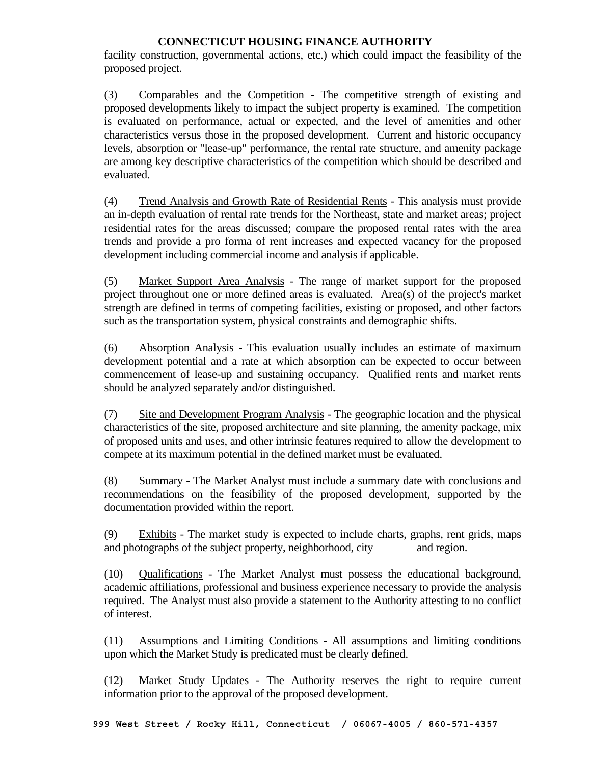facility construction, governmental actions, etc.) which could impact the feasibility of the proposed project.

(3) Comparables and the Competition - The competitive strength of existing and proposed developments likely to impact the subject property is examined. The competition is evaluated on performance, actual or expected, and the level of amenities and other characteristics versus those in the proposed development. Current and historic occupancy levels, absorption or "lease-up" performance, the rental rate structure, and amenity package are among key descriptive characteristics of the competition which should be described and evaluated.

(4) Trend Analysis and Growth Rate of Residential Rents - This analysis must provide an in-depth evaluation of rental rate trends for the Northeast, state and market areas; project residential rates for the areas discussed; compare the proposed rental rates with the area trends and provide a pro forma of rent increases and expected vacancy for the proposed development including commercial income and analysis if applicable.

(5) Market Support Area Analysis - The range of market support for the proposed project throughout one or more defined areas is evaluated. Area(s) of the project's market strength are defined in terms of competing facilities, existing or proposed, and other factors such as the transportation system, physical constraints and demographic shifts.

(6) Absorption Analysis - This evaluation usually includes an estimate of maximum development potential and a rate at which absorption can be expected to occur between commencement of lease-up and sustaining occupancy. Qualified rents and market rents should be analyzed separately and/or distinguished.

(7) Site and Development Program Analysis - The geographic location and the physical characteristics of the site, proposed architecture and site planning, the amenity package, mix of proposed units and uses, and other intrinsic features required to allow the development to compete at its maximum potential in the defined market must be evaluated.

(8) Summary - The Market Analyst must include a summary date with conclusions and recommendations on the feasibility of the proposed development, supported by the documentation provided within the report.

(9) Exhibits - The market study is expected to include charts, graphs, rent grids, maps and photographs of the subject property, neighborhood, city and region.

(10) Qualifications - The Market Analyst must possess the educational background, academic affiliations, professional and business experience necessary to provide the analysis required. The Analyst must also provide a statement to the Authority attesting to no conflict of interest.

(11) Assumptions and Limiting Conditions - All assumptions and limiting conditions upon which the Market Study is predicated must be clearly defined.

(12) Market Study Updates - The Authority reserves the right to require current information prior to the approval of the proposed development.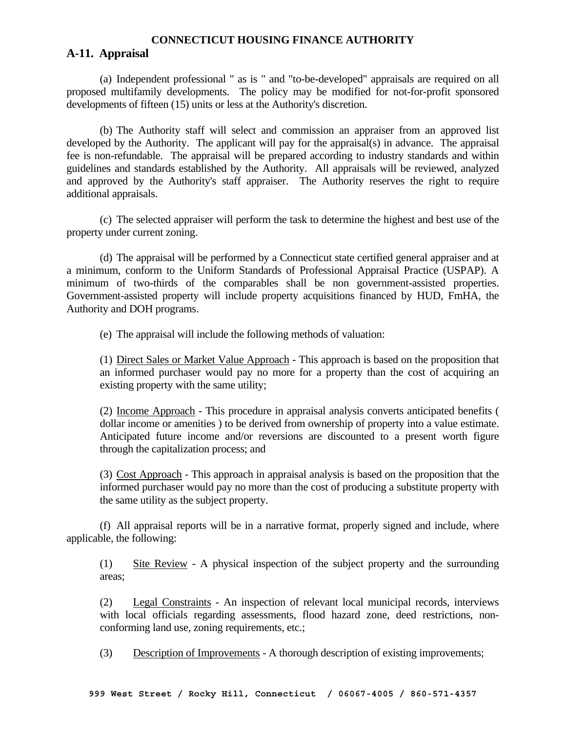**CONNECTICUT HOUSING FINANCE AUTHORITY**

## A-11. Appraisal

(a) Independent professional " as is " and "to-be-developed" appraisals are required on all proposed multifamily developments. The policy may be modified for not-for-profit sponsored developments of fifteen (15) units or less at the Authority's discretion.

(b) The Authority staff will select and commission an appraiser from an approved list developed by the Authority. The applicant will pay for the appraisal(s) in advance. The appraisal fee is non-refundable. The appraisal will be prepared according to industry standards and within guidelines and standards established by the Authority. All appraisals will be reviewed, analyzed and approved by the Authority's staff appraiser. The Authority reserves the right to require additional appraisals.

(c) The selected appraiser will perform the task to determine the highest and best use of the property under current zoning.

(d) The appraisal will be performed by a Connecticut state certified general appraiser and at a minimum, conform to the Uniform Standards of Professional Appraisal Practice (USPAP). A minimum of two-thirds of the comparables shall be non government-assisted properties. Government-assisted property will include property acquisitions financed by HUD, FmHA, the Authority and DOH programs.

(e) The appraisal will include the following methods of valuation:

(1) <u>Direct Sales or Market Value Approach</u> - This approach is based on the proposition that an informed purchaser would pay no more for a property than the cost of acquiring an existing property with the same utility;

(2) <u>Income Approach</u> - This procedure in appraisal analysis converts anticipated benefits ( dollar income or amenities ) to be derived from ownership of property into a value estimate. Anticipated future income and/or reversions are discounted to a present worth figure through the capitalization process; and

(3) <u>Cost Approach</u> - This approach in appraisal analysis is based on the proposition that the informed purchaser would pay no more than the cost of producing a substitute property with the same utility as the subject property.

(f) All appraisal reports will be in a narrative format, properly signed and include, where applicable, the following:

(1) <u>Site Review</u> - A physical inspection of the subject property and the surrounding areas;

(2) <u>Legal Constraints</u> - An inspection of relevant local municipal records, interviews with local officials regarding assessments, flood hazard zone, deed restrictions, non-conforming land use, zoning requirements, etc.;

(3) <u>Description of Improvements</u> - A thorough description of existing improvements;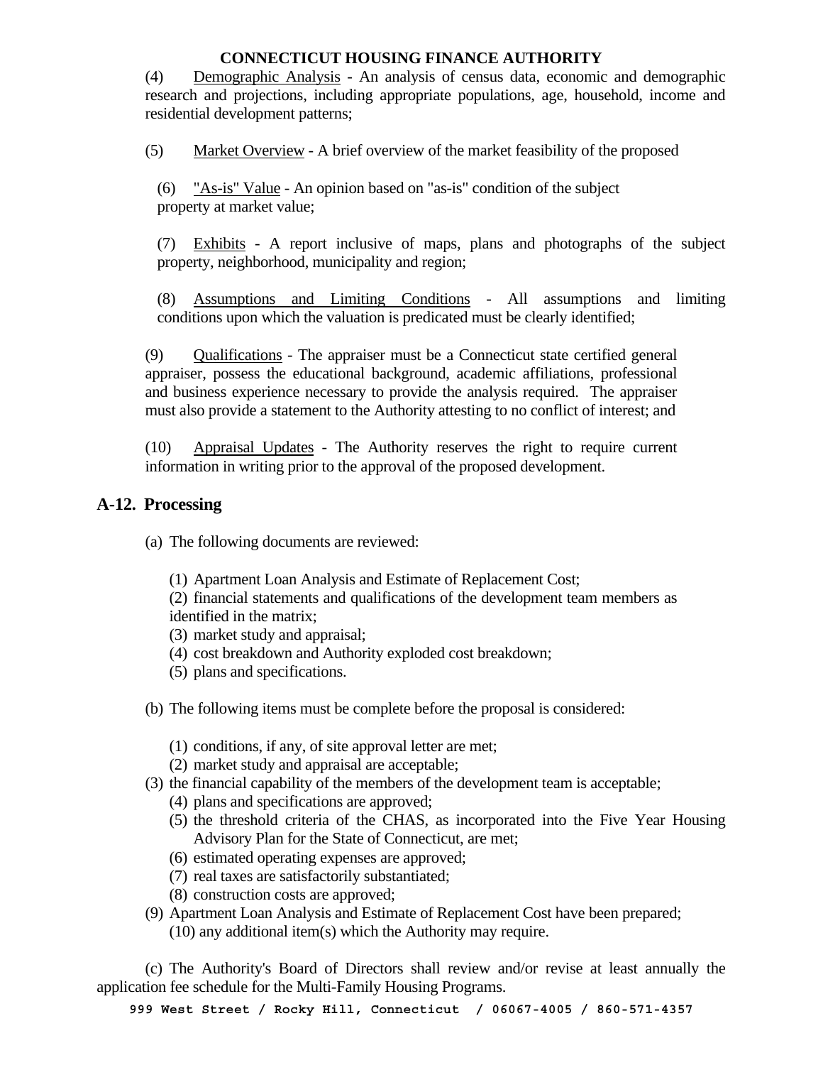(4) Demographic Analysis - An analysis of census data, economic and demographic research and projections, including appropriate populations, age, household, income and residential development patterns;

(5) Market Overview - A brief overview of the market feasibility of the proposed

(6) "As-is" Value - An opinion based on "as-is" condition of the subject property at market value;

(7) Exhibits - A report inclusive of maps, plans and photographs of the subject property, neighborhood, municipality and region;

(8) Assumptions and Limiting Conditions - All assumptions and limiting conditions upon which the valuation is predicated must be clearly identified;

(9) Qualifications - The appraiser must be a Connecticut state certified general appraiser, possess the educational background, academic affiliations, professional and business experience necessary to provide the analysis required. The appraiser must also provide a statement to the Authority attesting to no conflict of interest; and

(10) Appraisal Updates - The Authority reserves the right to require current information in writing prior to the approval of the proposed development.

## A-12. Processing

(a) The following documents are reviewed:

(1) Apartment Loan Analysis and Estimate of Replacement Cost;
(2) financial statements and qualifications of the development team members as identified in the matrix;
(3) market study and appraisal;
(4) cost breakdown and Authority exploded cost breakdown;
(5) plans and specifications.

(b) The following items must be complete before the proposal is considered:

(1) conditions, if any, of site approval letter are met;
(2) market study and appraisal are acceptable;
(3) the financial capability of the members of the development team is acceptable;
(4) plans and specifications are approved;
(5) the threshold criteria of the CHAS, as incorporated into the Five Year Housing Advisory Plan for the State of Connecticut, are met;
(6) estimated operating expenses are approved;
(7) real taxes are satisfactorily substantiated;
(8) construction costs are approved;
(9) Apartment Loan Analysis and Estimate of Replacement Cost have been prepared;
(10) any additional item(s) which the Authority may require.

(c) The Authority's Board of Directors shall review and/or revise at least annually the application fee schedule for the Multi-Family Housing Programs.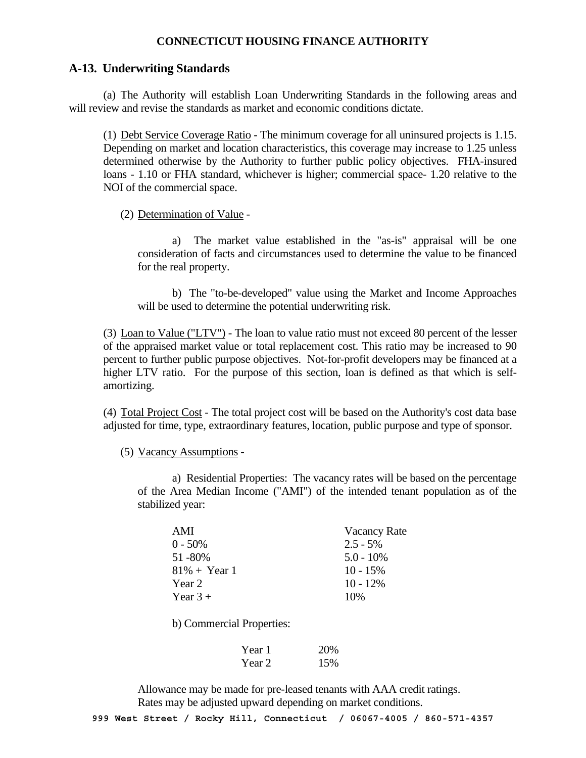**CONNECTICUT HOUSING FINANCE AUTHORITY**

## A-13. Underwriting Standards

(a) The Authority will establish Loan Underwriting Standards in the following areas and will review and revise the standards as market and economic conditions dictate.

(1) Debt Service Coverage Ratio - The minimum coverage for all uninsured projects is 1.15. Depending on market and location characteristics, this coverage may increase to 1.25 unless determined otherwise by the Authority to further public policy objectives. FHA-insured loans - 1.10 or FHA standard, whichever is higher; commercial space- 1.20 relative to the NOI of the commercial space.

(2) Determination of Value -

a) The market value established in the "as-is" appraisal will be one consideration of facts and circumstances used to determine the value to be financed for the real property.

b) The "to-be-developed" value using the Market and Income Approaches will be used to determine the potential underwriting risk.

(3) Loan to Value ("LTV") - The loan to value ratio must not exceed 80 percent of the lesser of the appraised market value or total replacement cost. This ratio may be increased to 90 percent to further public purpose objectives. Not-for-profit developers may be financed at a higher LTV ratio. For the purpose of this section, loan is defined as that which is self-amortizing.

(4) Total Project Cost - The total project cost will be based on the Authority's cost data base adjusted for time, type, extraordinary features, location, public purpose and type of sponsor.

(5) Vacancy Assumptions -

a) Residential Properties: The vacancy rates will be based on the percentage of the Area Median Income ("AMI") of the intended tenant population as of the stabilized year:

| AMI | Vacancy Rate |
|---|---|
| 0 - 50% | 2.5 - 5% |
| 51 -80% | 5.0 - 10% |
| 81% + Year 1 | 10 - 15% |
| Year 2 | 10 - 12% |
| Year 3 + | 10% |

b) Commercial Properties:

| | |
|---|---|
| Year 1 | 20% |
| Year 2 | 15% |

Allowance may be made for pre-leased tenants with AAA credit ratings.
Rates may be adjusted upward depending on market conditions.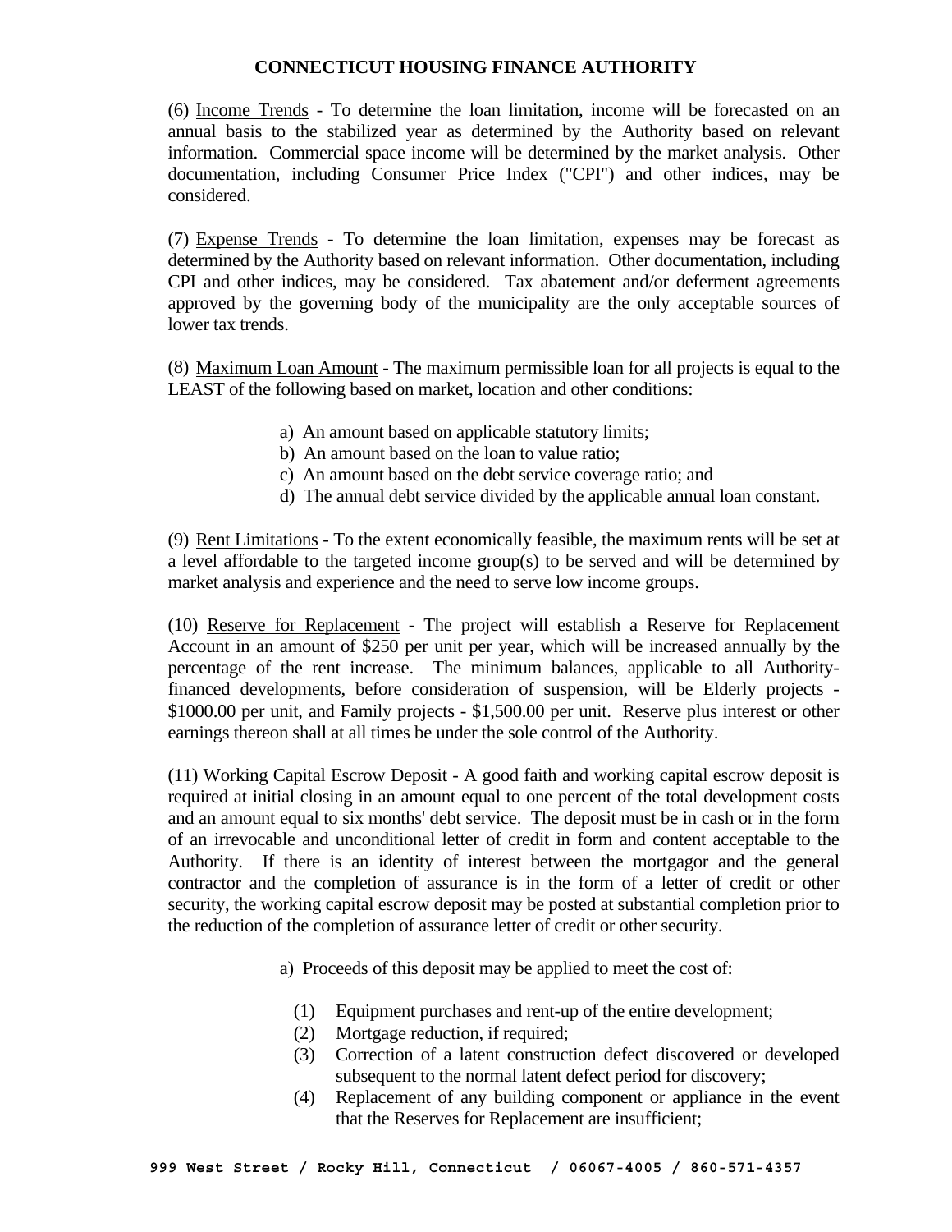(6) <u>Income Trends</u> - To determine the loan limitation, income will be forecasted on an annual basis to the stabilized year as determined by the Authority based on relevant information. Commercial space income will be determined by the market analysis. Other documentation, including Consumer Price Index ("CPI") and other indices, may be considered.

(7) <u>Expense Trends</u> - To determine the loan limitation, expenses may be forecast as determined by the Authority based on relevant information. Other documentation, including CPI and other indices, may be considered. Tax abatement and/or deferment agreements approved by the governing body of the municipality are the only acceptable sources of lower tax trends.

(8) <u>Maximum Loan Amount</u> - The maximum permissible loan for all projects is equal to the LEAST of the following based on market, location and other conditions:

a) An amount based on applicable statutory limits;
b) An amount based on the loan to value ratio;
c) An amount based on the debt service coverage ratio; and
d) The annual debt service divided by the applicable annual loan constant.

(9) <u>Rent Limitations</u> - To the extent economically feasible, the maximum rents will be set at a level affordable to the targeted income group(s) to be served and will be determined by market analysis and experience and the need to serve low income groups.

(10) <u>Reserve for Replacement</u> - The project will establish a Reserve for Replacement Account in an amount of $250 per unit per year, which will be increased annually by the percentage of the rent increase. The minimum balances, applicable to all Authority-financed developments, before consideration of suspension, will be Elderly projects - $1000.00 per unit, and Family projects - $1,500.00 per unit. Reserve plus interest or other earnings thereon shall at all times be under the sole control of the Authority.

(11) <u>Working Capital Escrow Deposit</u> - A good faith and working capital escrow deposit is required at initial closing in an amount equal to one percent of the total development costs and an amount equal to six months' debt service. The deposit must be in cash or in the form of an irrevocable and unconditional letter of credit in form and content acceptable to the Authority. If there is an identity of interest between the mortgagor and the general contractor and the completion of assurance is in the form of a letter of credit or other security, the working capital escrow deposit may be posted at substantial completion prior to the reduction of the completion of assurance letter of credit or other security.

a) Proceeds of this deposit may be applied to meet the cost of:

(1) Equipment purchases and rent-up of the entire development;
(2) Mortgage reduction, if required;
(3) Correction of a latent construction defect discovered or developed subsequent to the normal latent defect period for discovery;
(4) Replacement of any building component or appliance in the event that the Reserves for Replacement are insufficient;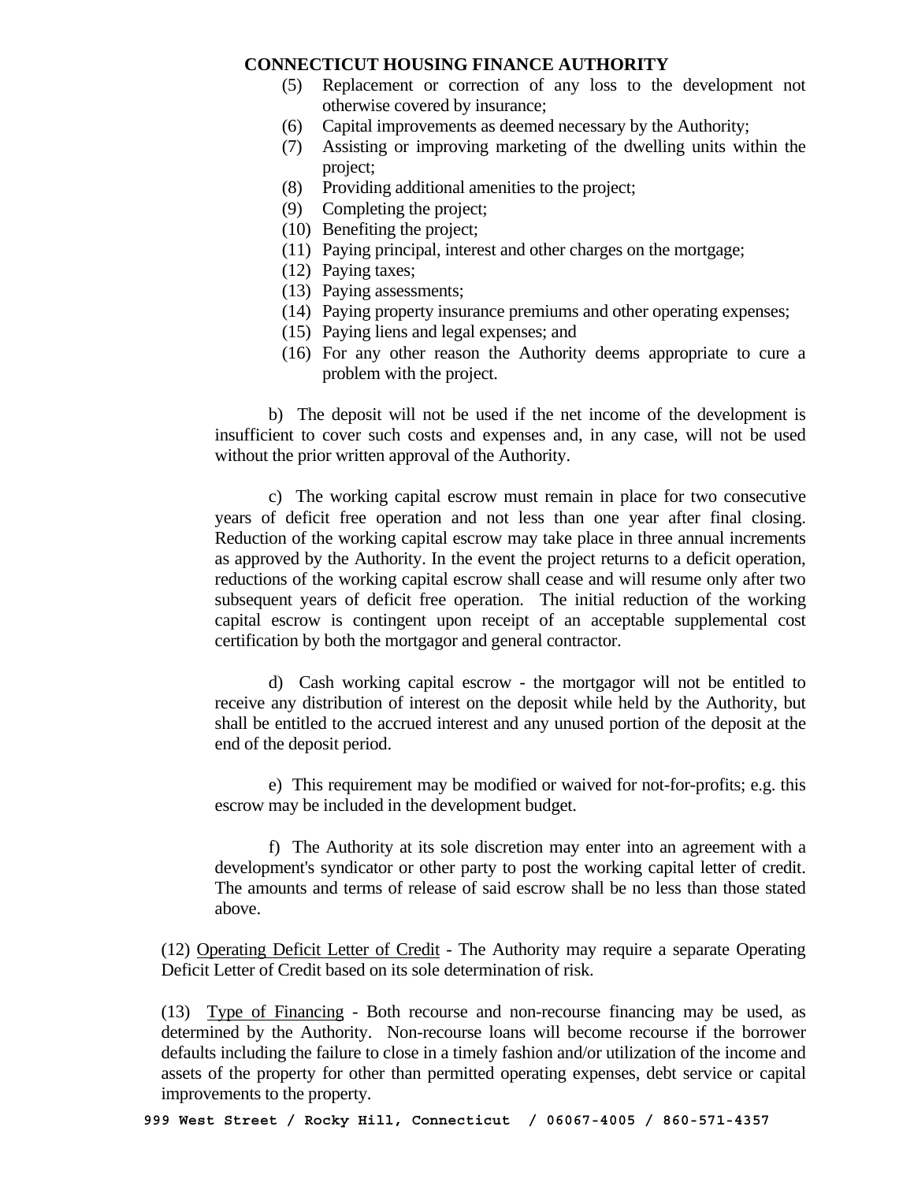(5) Replacement or correction of any loss to the development not otherwise covered by insurance;
(6) Capital improvements as deemed necessary by the Authority;
(7) Assisting or improving marketing of the dwelling units within the project;
(8) Providing additional amenities to the project;
(9) Completing the project;
(10) Benefiting the project;
(11) Paying principal, interest and other charges on the mortgage;
(12) Paying taxes;
(13) Paying assessments;
(14) Paying property insurance premiums and other operating expenses;
(15) Paying liens and legal expenses; and
(16) For any other reason the Authority deems appropriate to cure a problem with the project.

b) The deposit will not be used if the net income of the development is insufficient to cover such costs and expenses and, in any case, will not be used without the prior written approval of the Authority.

c) The working capital escrow must remain in place for two consecutive years of deficit free operation and not less than one year after final closing. Reduction of the working capital escrow may take place in three annual increments as approved by the Authority. In the event the project returns to a deficit operation, reductions of the working capital escrow shall cease and will resume only after two subsequent years of deficit free operation. The initial reduction of the working capital escrow is contingent upon receipt of an acceptable supplemental cost certification by both the mortgagor and general contractor.

d) Cash working capital escrow - the mortgagor will not be entitled to receive any distribution of interest on the deposit while held by the Authority, but shall be entitled to the accrued interest and any unused portion of the deposit at the end of the deposit period.

e) This requirement may be modified or waived for not-for-profits; e.g. this escrow may be included in the development budget.

f) The Authority at its sole discretion may enter into an agreement with a development's syndicator or other party to post the working capital letter of credit. The amounts and terms of release of said escrow shall be no less than those stated above.

(12) Operating Deficit Letter of Credit - The Authority may require a separate Operating Deficit Letter of Credit based on its sole determination of risk.

(13) Type of Financing - Both recourse and non-recourse financing may be used, as determined by the Authority. Non-recourse loans will become recourse if the borrower defaults including the failure to close in a timely fashion and/or utilization of the income and assets of the property for other than permitted operating expenses, debt service or capital improvements to the property.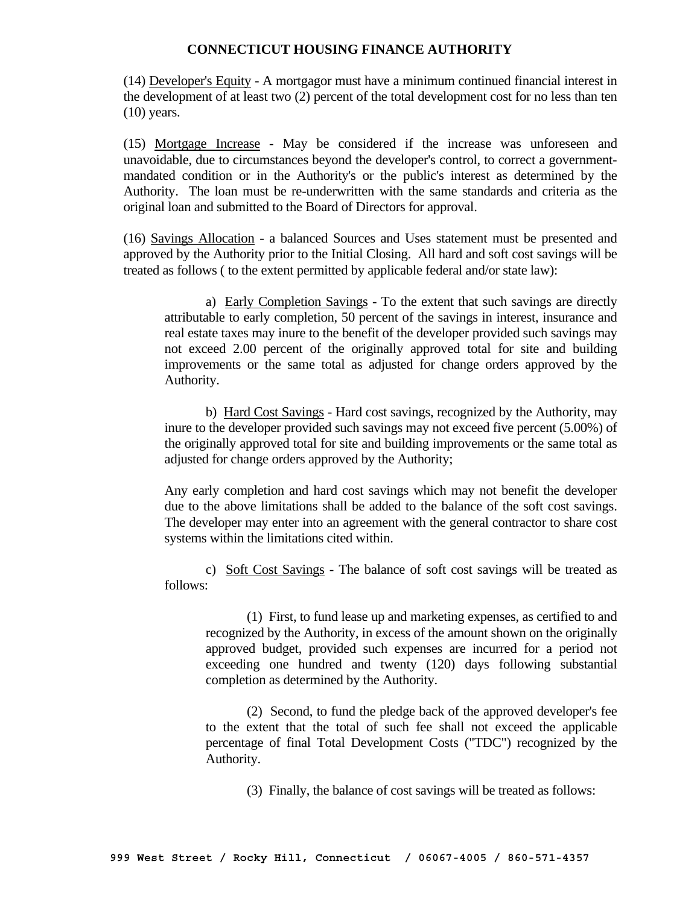(14) Developer's Equity - A mortgagor must have a minimum continued financial interest in the development of at least two (2) percent of the total development cost for no less than ten (10) years.

(15) Mortgage Increase - May be considered if the increase was unforeseen and unavoidable, due to circumstances beyond the developer's control, to correct a government-mandated condition or in the Authority's or the public's interest as determined by the Authority. The loan must be re-underwritten with the same standards and criteria as the original loan and submitted to the Board of Directors for approval.

(16) Savings Allocation - a balanced Sources and Uses statement must be presented and approved by the Authority prior to the Initial Closing. All hard and soft cost savings will be treated as follows ( to the extent permitted by applicable federal and/or state law):

a) Early Completion Savings - To the extent that such savings are directly attributable to early completion, 50 percent of the savings in interest, insurance and real estate taxes may inure to the benefit of the developer provided such savings may not exceed 2.00 percent of the originally approved total for site and building improvements or the same total as adjusted for change orders approved by the Authority.

b) Hard Cost Savings - Hard cost savings, recognized by the Authority, may inure to the developer provided such savings may not exceed five percent (5.00%) of the originally approved total for site and building improvements or the same total as adjusted for change orders approved by the Authority;

Any early completion and hard cost savings which may not benefit the developer due to the above limitations shall be added to the balance of the soft cost savings. The developer may enter into an agreement with the general contractor to share cost systems within the limitations cited within.

c) Soft Cost Savings - The balance of soft cost savings will be treated as follows:

(1) First, to fund lease up and marketing expenses, as certified to and recognized by the Authority, in excess of the amount shown on the originally approved budget, provided such expenses are incurred for a period not exceeding one hundred and twenty (120) days following substantial completion as determined by the Authority.

(2) Second, to fund the pledge back of the approved developer's fee to the extent that the total of such fee shall not exceed the applicable percentage of final Total Development Costs ("TDC") recognized by the Authority.

(3) Finally, the balance of cost savings will be treated as follows: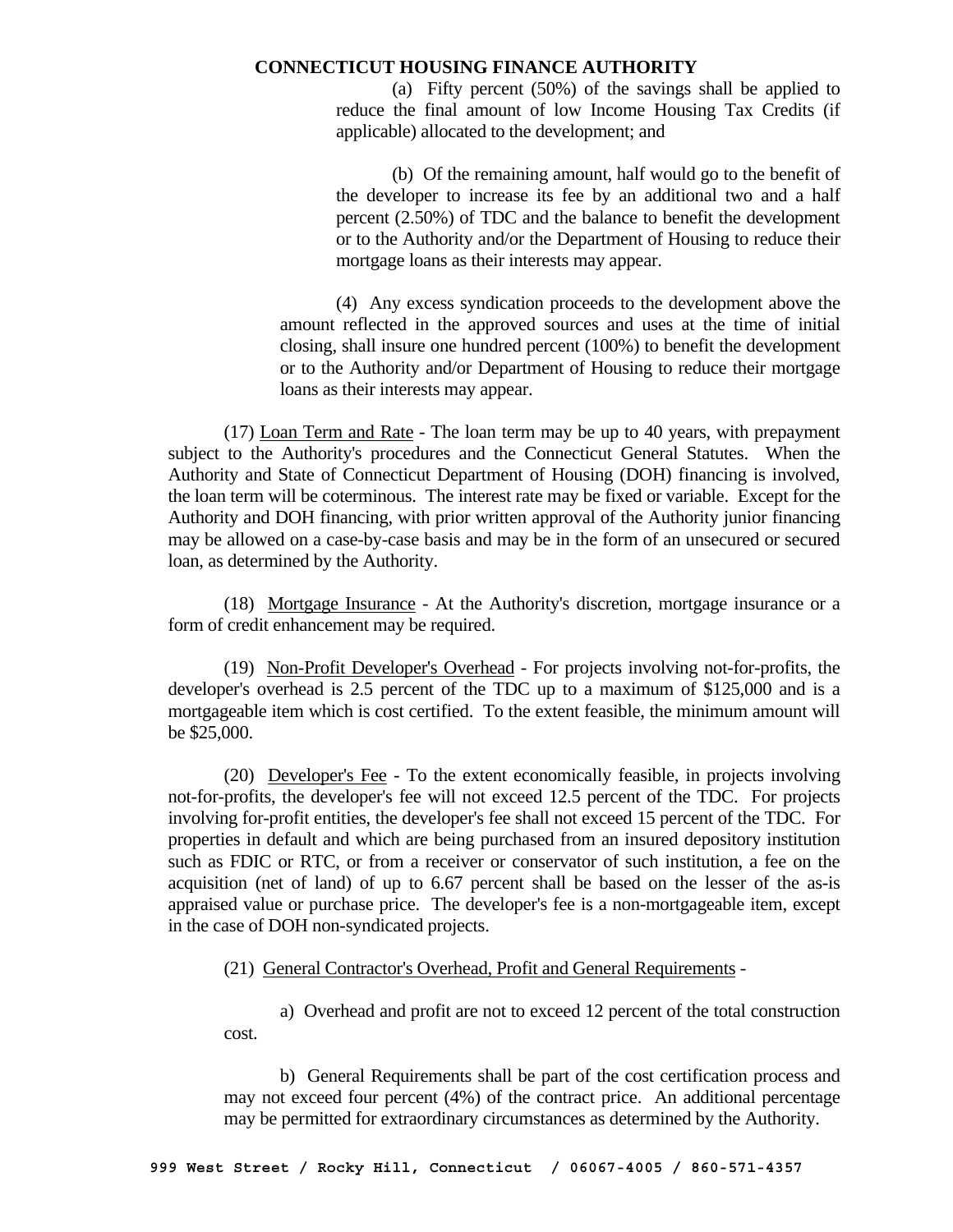(a) Fifty percent (50%) of the savings shall be applied to reduce the final amount of low Income Housing Tax Credits (if applicable) allocated to the development; and

(b) Of the remaining amount, half would go to the benefit of the developer to increase its fee by an additional two and a half percent (2.50%) of TDC and the balance to benefit the development or to the Authority and/or the Department of Housing to reduce their mortgage loans as their interests may appear.

(4) Any excess syndication proceeds to the development above the amount reflected in the approved sources and uses at the time of initial closing, shall insure one hundred percent (100%) to benefit the development or to the Authority and/or Department of Housing to reduce their mortgage loans as their interests may appear.

(17) Loan Term and Rate - The loan term may be up to 40 years, with prepayment subject to the Authority's procedures and the Connecticut General Statutes. When the Authority and State of Connecticut Department of Housing (DOH) financing is involved, the loan term will be coterminous. The interest rate may be fixed or variable. Except for the Authority and DOH financing, with prior written approval of the Authority junior financing may be allowed on a case-by-case basis and may be in the form of an unsecured or secured loan, as determined by the Authority.

(18) Mortgage Insurance - At the Authority's discretion, mortgage insurance or a form of credit enhancement may be required.

(19) Non-Profit Developer's Overhead - For projects involving not-for-profits, the developer's overhead is 2.5 percent of the TDC up to a maximum of $125,000 and is a mortgageable item which is cost certified. To the extent feasible, the minimum amount will be $25,000.

(20) Developer's Fee - To the extent economically feasible, in projects involving not-for-profits, the developer's fee will not exceed 12.5 percent of the TDC. For projects involving for-profit entities, the developer's fee shall not exceed 15 percent of the TDC. For properties in default and which are being purchased from an insured depository institution such as FDIC or RTC, or from a receiver or conservator of such institution, a fee on the acquisition (net of land) of up to 6.67 percent shall be based on the lesser of the as-is appraised value or purchase price. The developer's fee is a non-mortgageable item, except in the case of DOH non-syndicated projects.

(21) General Contractor's Overhead, Profit and General Requirements -

a) Overhead and profit are not to exceed 12 percent of the total construction cost.

b) General Requirements shall be part of the cost certification process and may not exceed four percent (4%) of the contract price. An additional percentage may be permitted for extraordinary circumstances as determined by the Authority.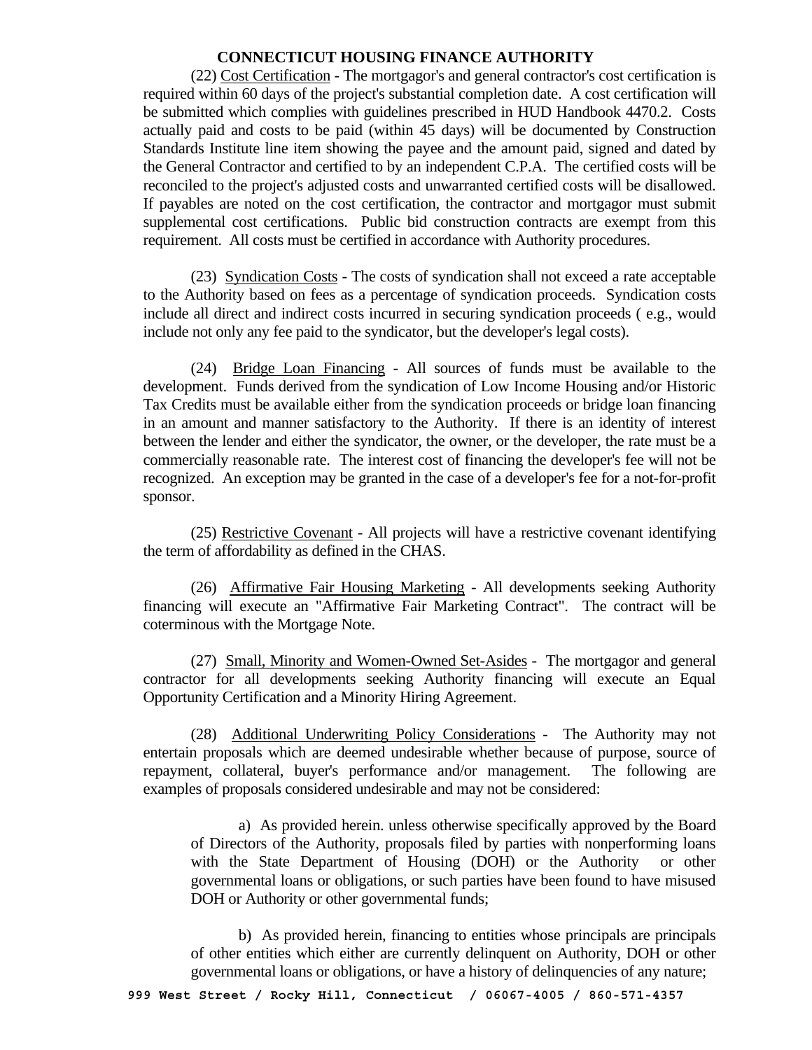(22) Cost Certification - The mortgagor's and general contractor's cost certification is required within 60 days of the project's substantial completion date. A cost certification will be submitted which complies with guidelines prescribed in HUD Handbook 4470.2. Costs actually paid and costs to be paid (within 45 days) will be documented by Construction Standards Institute line item showing the payee and the amount paid, signed and dated by the General Contractor and certified to by an independent C.P.A. The certified costs will be reconciled to the project's adjusted costs and unwarranted certified costs will be disallowed. If payables are noted on the cost certification, the contractor and mortgagor must submit supplemental cost certifications. Public bid construction contracts are exempt from this requirement. All costs must be certified in accordance with Authority procedures.

(23) Syndication Costs - The costs of syndication shall not exceed a rate acceptable to the Authority based on fees as a percentage of syndication proceeds. Syndication costs include all direct and indirect costs incurred in securing syndication proceeds ( e.g., would include not only any fee paid to the syndicator, but the developer's legal costs).

(24) Bridge Loan Financing - All sources of funds must be available to the development. Funds derived from the syndication of Low Income Housing and/or Historic Tax Credits must be available either from the syndication proceeds or bridge loan financing in an amount and manner satisfactory to the Authority. If there is an identity of interest between the lender and either the syndicator, the owner, or the developer, the rate must be a commercially reasonable rate. The interest cost of financing the developer's fee will not be recognized. An exception may be granted in the case of a developer's fee for a not-for-profit sponsor.

(25) Restrictive Covenant - All projects will have a restrictive covenant identifying the term of affordability as defined in the CHAS.

(26) Affirmative Fair Housing Marketing - All developments seeking Authority financing will execute an "Affirmative Fair Marketing Contract". The contract will be coterminous with the Mortgage Note.

(27) Small, Minority and Women-Owned Set-Asides - The mortgagor and general contractor for all developments seeking Authority financing will execute an Equal Opportunity Certification and a Minority Hiring Agreement.

(28) Additional Underwriting Policy Considerations - The Authority may not entertain proposals which are deemed undesirable whether because of purpose, source of repayment, collateral, buyer's performance and/or management. The following are examples of proposals considered undesirable and may not be considered:

a) As provided herein. unless otherwise specifically approved by the Board of Directors of the Authority, proposals filed by parties with nonperforming loans with the State Department of Housing (DOH) or the Authority or other governmental loans or obligations, or such parties have been found to have misused DOH or Authority or other governmental funds;

b) As provided herein, financing to entities whose principals are principals of other entities which either are currently delinquent on Authority, DOH or other governmental loans or obligations, or have a history of delinquencies of any nature;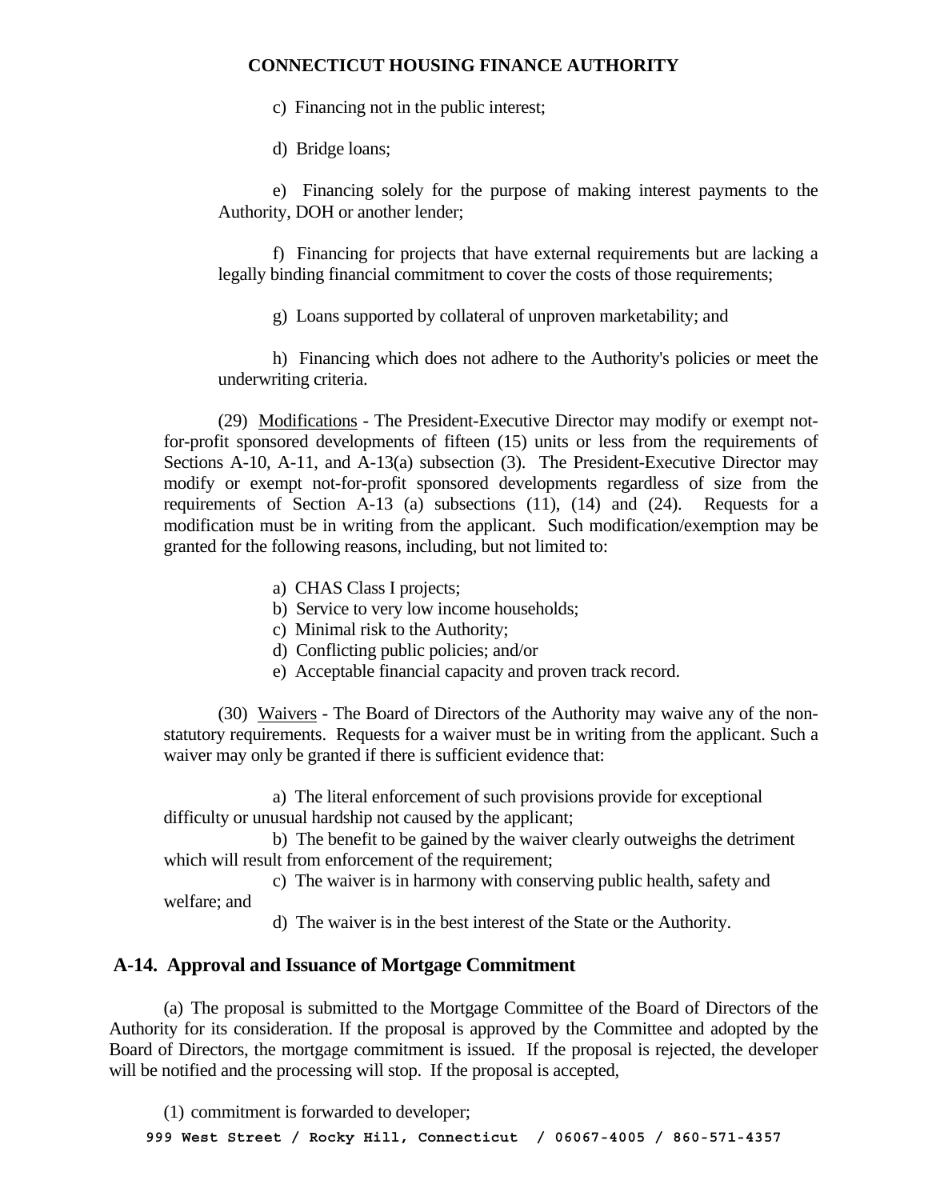c) Financing not in the public interest;

d) Bridge loans;

e) Financing solely for the purpose of making interest payments to the Authority, DOH or another lender;

f) Financing for projects that have external requirements but are lacking a legally binding financial commitment to cover the costs of those requirements;

g) Loans supported by collateral of unproven marketability; and

h) Financing which does not adhere to the Authority's policies or meet the underwriting criteria.

(29) Modifications - The President-Executive Director may modify or exempt not-for-profit sponsored developments of fifteen (15) units or less from the requirements of Sections A-10, A-11, and A-13(a) subsection (3). The President-Executive Director may modify or exempt not-for-profit sponsored developments regardless of size from the requirements of Section A-13 (a) subsections (11), (14) and (24). Requests for a modification must be in writing from the applicant. Such modification/exemption may be granted for the following reasons, including, but not limited to:

a) CHAS Class I projects;
b) Service to very low income households;
c) Minimal risk to the Authority;
d) Conflicting public policies; and/or
e) Acceptable financial capacity and proven track record.

(30) Waivers - The Board of Directors of the Authority may waive any of the non-statutory requirements. Requests for a waiver must be in writing from the applicant. Such a waiver may only be granted if there is sufficient evidence that:

a) The literal enforcement of such provisions provide for exceptional difficulty or unusual hardship not caused by the applicant;

b) The benefit to be gained by the waiver clearly outweighs the detriment which will result from enforcement of the requirement;

c) The waiver is in harmony with conserving public health, safety and welfare; and

d) The waiver is in the best interest of the State or the Authority.

## A-14. Approval and Issuance of Mortgage Commitment

(a) The proposal is submitted to the Mortgage Committee of the Board of Directors of the Authority for its consideration. If the proposal is approved by the Committee and adopted by the Board of Directors, the mortgage commitment is issued. If the proposal is rejected, the developer will be notified and the processing will stop. If the proposal is accepted,

(1) commitment is forwarded to developer;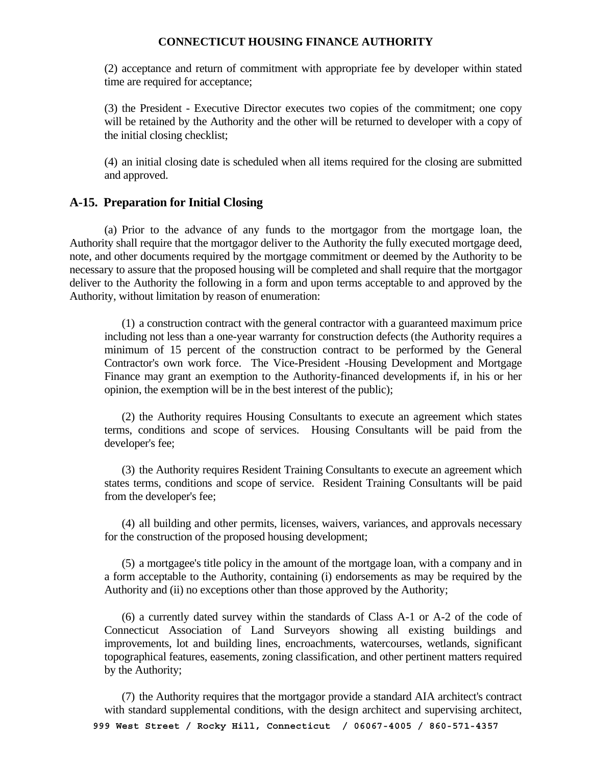(2) acceptance and return of commitment with appropriate fee by developer within stated time are required for acceptance;

(3) the President - Executive Director executes two copies of the commitment; one copy will be retained by the Authority and the other will be returned to developer with a copy of the initial closing checklist;

(4) an initial closing date is scheduled when all items required for the closing are submitted and approved.

## A-15. Preparation for Initial Closing

(a) Prior to the advance of any funds to the mortgagor from the mortgage loan, the Authority shall require that the mortgagor deliver to the Authority the fully executed mortgage deed, note, and other documents required by the mortgage commitment or deemed by the Authority to be necessary to assure that the proposed housing will be completed and shall require that the mortgagor deliver to the Authority the following in a form and upon terms acceptable to and approved by the Authority, without limitation by reason of enumeration:

(1) a construction contract with the general contractor with a guaranteed maximum price including not less than a one-year warranty for construction defects (the Authority requires a minimum of 15 percent of the construction contract to be performed by the General Contractor's own work force. The Vice-President -Housing Development and Mortgage Finance may grant an exemption to the Authority-financed developments if, in his or her opinion, the exemption will be in the best interest of the public);

(2) the Authority requires Housing Consultants to execute an agreement which states terms, conditions and scope of services. Housing Consultants will be paid from the developer's fee;

(3) the Authority requires Resident Training Consultants to execute an agreement which states terms, conditions and scope of service. Resident Training Consultants will be paid from the developer's fee;

(4) all building and other permits, licenses, waivers, variances, and approvals necessary for the construction of the proposed housing development;

(5) a mortgagee's title policy in the amount of the mortgage loan, with a company and in a form acceptable to the Authority, containing (i) endorsements as may be required by the Authority and (ii) no exceptions other than those approved by the Authority;

(6) a currently dated survey within the standards of Class A-1 or A-2 of the code of Connecticut Association of Land Surveyors showing all existing buildings and improvements, lot and building lines, encroachments, watercourses, wetlands, significant topographical features, easements, zoning classification, and other pertinent matters required by the Authority;

(7) the Authority requires that the mortgagor provide a standard AIA architect's contract with standard supplemental conditions, with the design architect and supervising architect,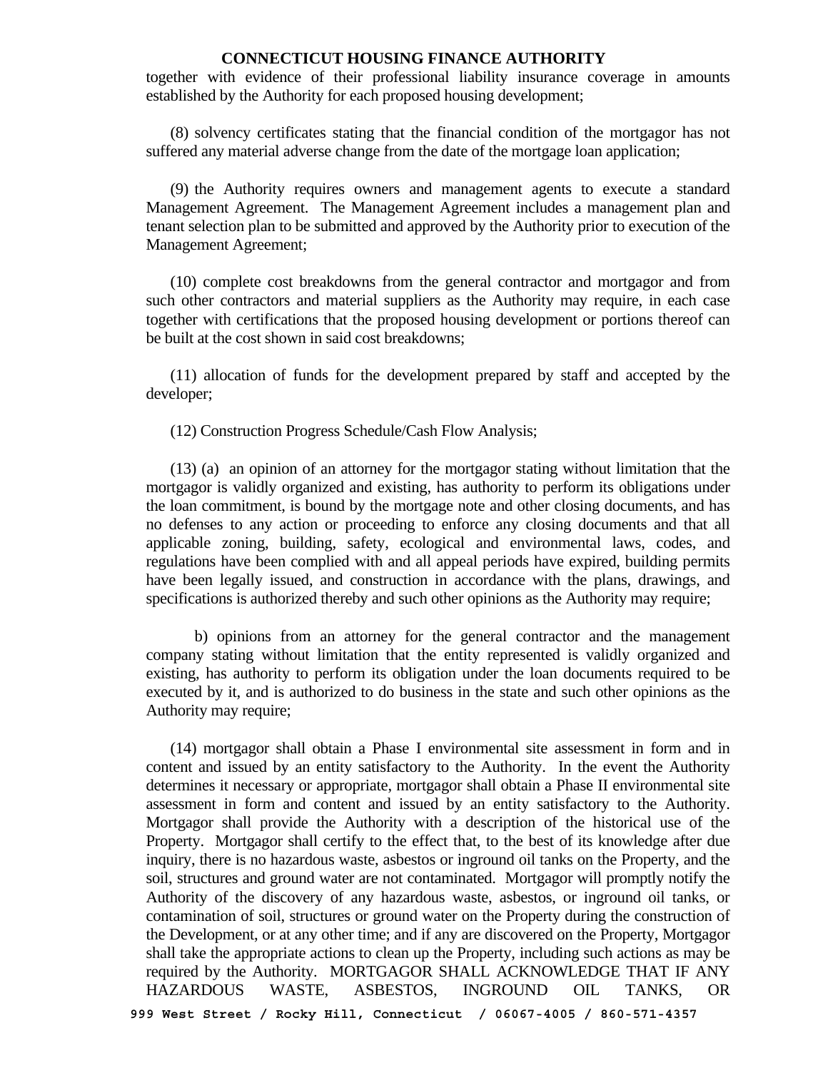together with evidence of their professional liability insurance coverage in amounts established by the Authority for each proposed housing development;

(8) solvency certificates stating that the financial condition of the mortgagor has not suffered any material adverse change from the date of the mortgage loan application;

(9) the Authority requires owners and management agents to execute a standard Management Agreement. The Management Agreement includes a management plan and tenant selection plan to be submitted and approved by the Authority prior to execution of the Management Agreement;

(10) complete cost breakdowns from the general contractor and mortgagor and from such other contractors and material suppliers as the Authority may require, in each case together with certifications that the proposed housing development or portions thereof can be built at the cost shown in said cost breakdowns;

(11) allocation of funds for the development prepared by staff and accepted by the developer;

(12) Construction Progress Schedule/Cash Flow Analysis;

(13) (a) an opinion of an attorney for the mortgagor stating without limitation that the mortgagor is validly organized and existing, has authority to perform its obligations under the loan commitment, is bound by the mortgage note and other closing documents, and has no defenses to any action or proceeding to enforce any closing documents and that all applicable zoning, building, safety, ecological and environmental laws, codes, and regulations have been complied with and all appeal periods have expired, building permits have been legally issued, and construction in accordance with the plans, drawings, and specifications is authorized thereby and such other opinions as the Authority may require;

b) opinions from an attorney for the general contractor and the management company stating without limitation that the entity represented is validly organized and existing, has authority to perform its obligation under the loan documents required to be executed by it, and is authorized to do business in the state and such other opinions as the Authority may require;

(14) mortgagor shall obtain a Phase I environmental site assessment in form and in content and issued by an entity satisfactory to the Authority. In the event the Authority determines it necessary or appropriate, mortgagor shall obtain a Phase II environmental site assessment in form and content and issued by an entity satisfactory to the Authority. Mortgagor shall provide the Authority with a description of the historical use of the Property. Mortgagor shall certify to the effect that, to the best of its knowledge after due inquiry, there is no hazardous waste, asbestos or inground oil tanks on the Property, and the soil, structures and ground water are not contaminated. Mortgagor will promptly notify the Authority of the discovery of any hazardous waste, asbestos, or inground oil tanks, or contamination of soil, structures or ground water on the Property during the construction of the Development, or at any other time; and if any are discovered on the Property, Mortgagor shall take the appropriate actions to clean up the Property, including such actions as may be required by the Authority. MORTGAGOR SHALL ACKNOWLEDGE THAT IF ANY HAZARDOUS WASTE, ASBESTOS, INGROUND OIL TANKS, OR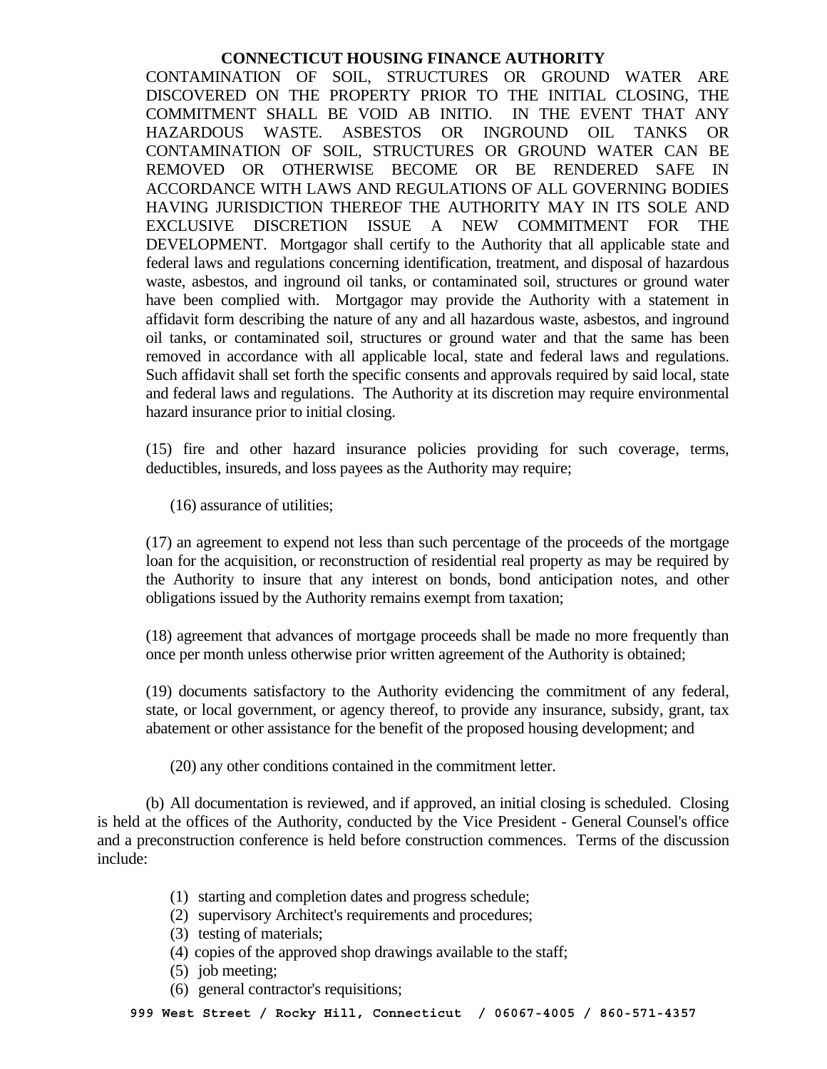CONTAMINATION OF SOIL, STRUCTURES OR GROUND WATER ARE DISCOVERED ON THE PROPERTY PRIOR TO THE INITIAL CLOSING, THE COMMITMENT SHALL BE VOID AB INITIO. IN THE EVENT THAT ANY HAZARDOUS WASTE. ASBESTOS OR INGROUND OIL TANKS OR CONTAMINATION OF SOIL, STRUCTURES OR GROUND WATER CAN BE REMOVED OR OTHERWISE BECOME OR BE RENDERED SAFE IN ACCORDANCE WITH LAWS AND REGULATIONS OF ALL GOVERNING BODIES HAVING JURISDICTION THEREOF THE AUTHORITY MAY IN ITS SOLE AND EXCLUSIVE DISCRETION ISSUE A NEW COMMITMENT FOR THE DEVELOPMENT. Mortgagor shall certify to the Authority that all applicable state and federal laws and regulations concerning identification, treatment, and disposal of hazardous waste, asbestos, and inground oil tanks, or contaminated soil, structures or ground water have been complied with. Mortgagor may provide the Authority with a statement in affidavit form describing the nature of any and all hazardous waste, asbestos, and inground oil tanks, or contaminated soil, structures or ground water and that the same has been removed in accordance with all applicable local, state and federal laws and regulations. Such affidavit shall set forth the specific consents and approvals required by said local, state and federal laws and regulations. The Authority at its discretion may require environmental hazard insurance prior to initial closing.

(15) fire and other hazard insurance policies providing for such coverage, terms, deductibles, insureds, and loss payees as the Authority may require;

(16) assurance of utilities;

(17) an agreement to expend not less than such percentage of the proceeds of the mortgage loan for the acquisition, or reconstruction of residential real property as may be required by the Authority to insure that any interest on bonds, bond anticipation notes, and other obligations issued by the Authority remains exempt from taxation;

(18) agreement that advances of mortgage proceeds shall be made no more frequently than once per month unless otherwise prior written agreement of the Authority is obtained;

(19) documents satisfactory to the Authority evidencing the commitment of any federal, state, or local government, or agency thereof, to provide any insurance, subsidy, grant, tax abatement or other assistance for the benefit of the proposed housing development; and

(20) any other conditions contained in the commitment letter.

(b) All documentation is reviewed, and if approved, an initial closing is scheduled. Closing is held at the offices of the Authority, conducted by the Vice President - General Counsel's office and a preconstruction conference is held before construction commences. Terms of the discussion include:

(1) starting and completion dates and progress schedule;
(2) supervisory Architect's requirements and procedures;
(3) testing of materials;
(4) copies of the approved shop drawings available to the staff;
(5) job meeting;
(6) general contractor's requisitions;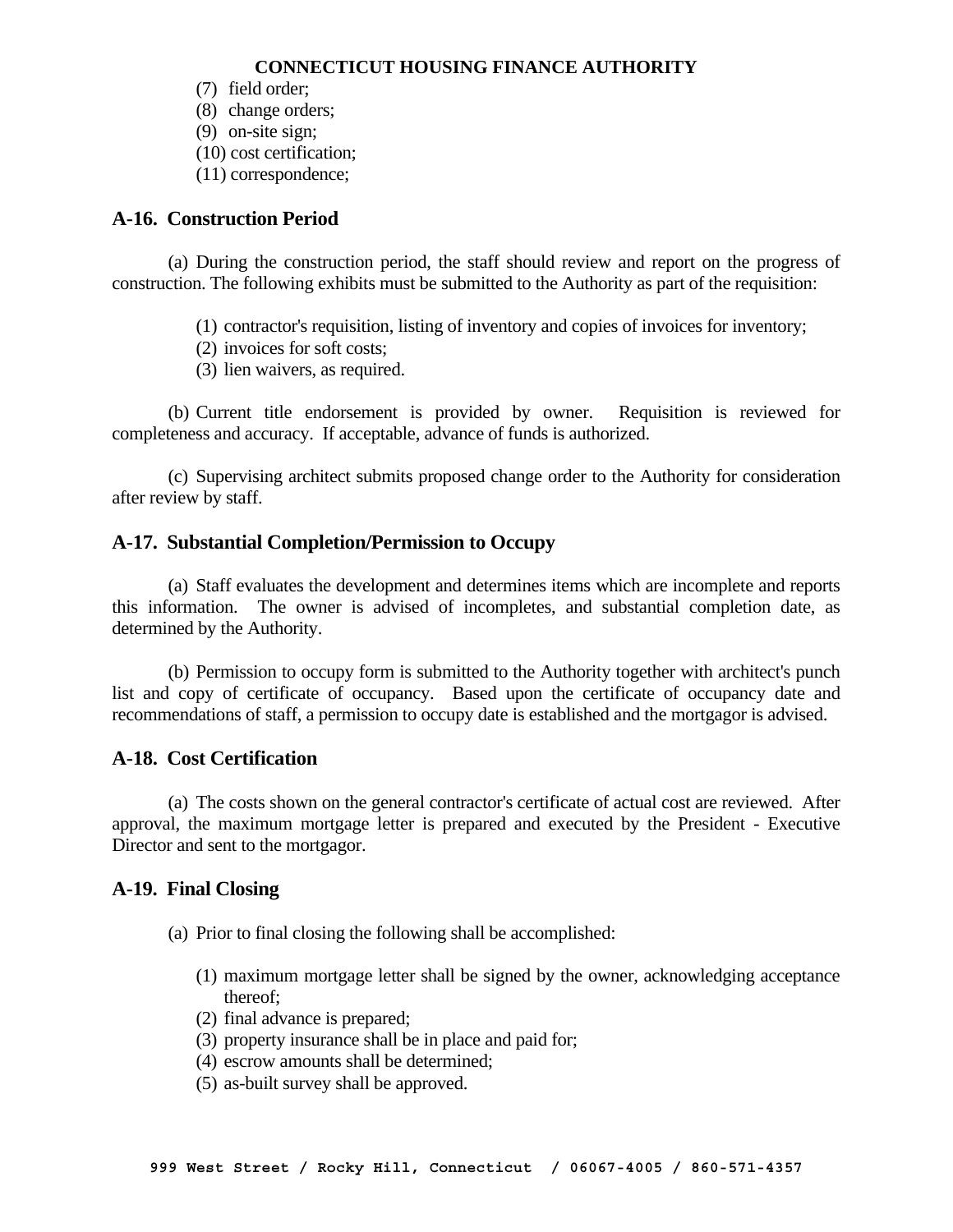(7) field order;
(8) change orders;
(9) on-site sign;
(10) cost certification;
(11) correspondence;

## A-16. Construction Period

(a) During the construction period, the staff should review and report on the progress of construction. The following exhibits must be submitted to the Authority as part of the requisition:

(1) contractor's requisition, listing of inventory and copies of invoices for inventory;
(2) invoices for soft costs;
(3) lien waivers, as required.

(b) Current title endorsement is provided by owner. Requisition is reviewed for completeness and accuracy. If acceptable, advance of funds is authorized.

(c) Supervising architect submits proposed change order to the Authority for consideration after review by staff.

## A-17. Substantial Completion/Permission to Occupy

(a) Staff evaluates the development and determines items which are incomplete and reports this information. The owner is advised of incompletes, and substantial completion date, as determined by the Authority.

(b) Permission to occupy form is submitted to the Authority together with architect's punch list and copy of certificate of occupancy. Based upon the certificate of occupancy date and recommendations of staff, a permission to occupy date is established and the mortgagor is advised.

## A-18. Cost Certification

(a) The costs shown on the general contractor's certificate of actual cost are reviewed. After approval, the maximum mortgage letter is prepared and executed by the President - Executive Director and sent to the mortgagor.

## A-19. Final Closing

(a) Prior to final closing the following shall be accomplished:

(1) maximum mortgage letter shall be signed by the owner, acknowledging acceptance thereof;
(2) final advance is prepared;
(3) property insurance shall be in place and paid for;
(4) escrow amounts shall be determined;
(5) as-built survey shall be approved.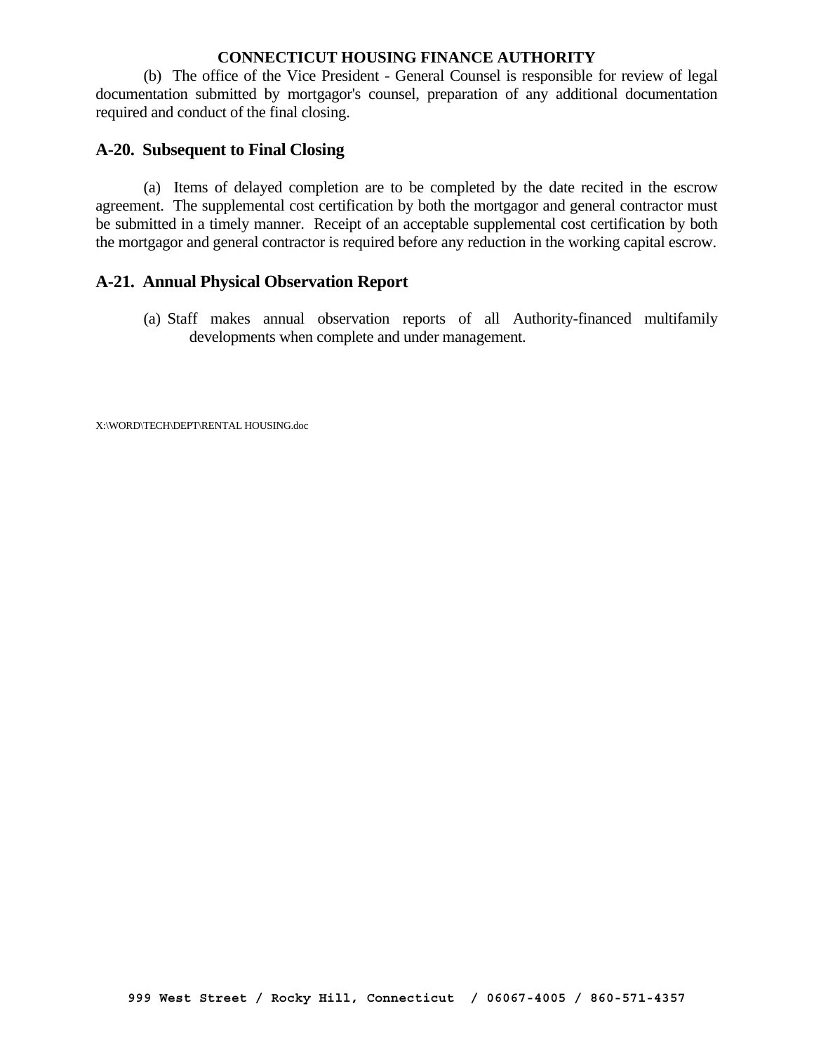(b) The office of the Vice President - General Counsel is responsible for review of legal documentation submitted by mortgagor's counsel, preparation of any additional documentation required and conduct of the final closing.

## A-20. Subsequent to Final Closing

(a) Items of delayed completion are to be completed by the date recited in the escrow agreement. The supplemental cost certification by both the mortgagor and general contractor must be submitted in a timely manner. Receipt of an acceptable supplemental cost certification by both the mortgagor and general contractor is required before any reduction in the working capital escrow.

## A-21. Annual Physical Observation Report

(a) Staff makes annual observation reports of all Authority-financed multifamily developments when complete and under management.

X:\WORD\TECH\DEPT\RENTAL HOUSING.doc